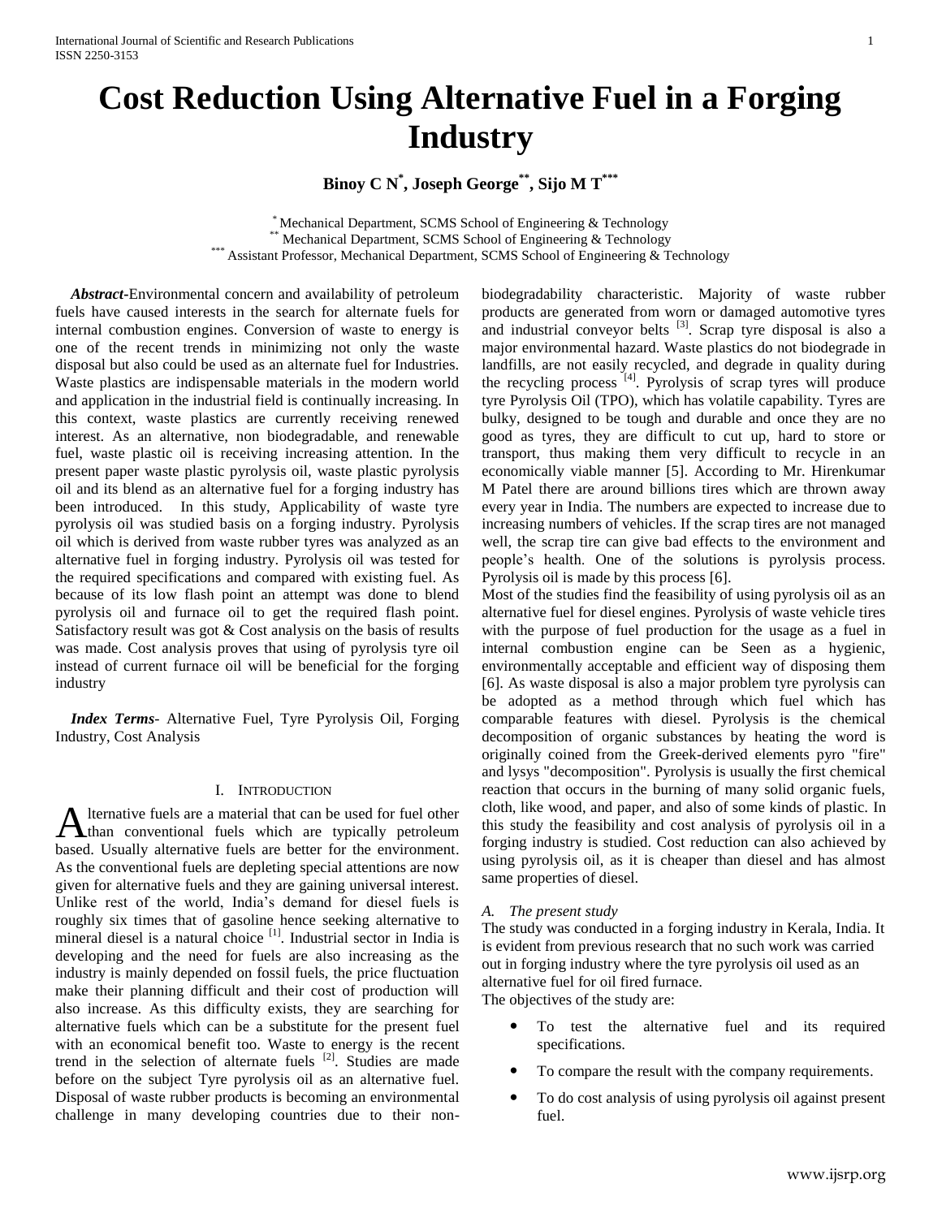# Cost Reduction Using Alternative Fuel in a Forging Industry

**Binoy C N[*], Joseph George[**], Sijo M T[***]**

[*] Mechanical Department, SCMS School of Engineering & Technology
[**] Mechanical Department, SCMS School of Engineering & Technology
[***] Assistant Professor, Mechanical Department, SCMS School of Engineering & Technology

***Abstract***-Environmental concern and availability of petroleum fuels have caused interests in the search for alternate fuels for internal combustion engines. Conversion of waste to energy is one of the recent trends in minimizing not only the waste disposal but also could be used as an alternate fuel for Industries. Waste plastics are indispensable materials in the modern world and application in the industrial field is continually increasing. In this context, waste plastics are currently receiving renewed interest. As an alternative, non biodegradable, and renewable fuel, waste plastic oil is receiving increasing attention. In the present paper waste plastic pyrolysis oil, waste plastic pyrolysis oil and its blend as an alternative fuel for a forging industry has been introduced. In this study, Applicability of waste tyre pyrolysis oil was studied basis on a forging industry. Pyrolysis oil which is derived from waste rubber tyres was analyzed as an alternative fuel in forging industry. Pyrolysis oil was tested for the required specifications and compared with existing fuel. As because of its low flash point an attempt was done to blend pyrolysis oil and furnace oil to get the required flash point. Satisfactory result was got & Cost analysis on the basis of results was made. Cost analysis proves that using of pyrolysis tyre oil instead of current furnace oil will be beneficial for the forging industry

***Index Terms***- Alternative Fuel, Tyre Pyrolysis Oil, Forging Industry, Cost Analysis

## I. Introduction

Alternative fuels are a material that can be used for fuel other than conventional fuels which are typically petroleum based. Usually alternative fuels are better for the environment. As the conventional fuels are depleting special attentions are now given for alternative fuels and they are gaining universal interest. Unlike rest of the world, India's demand for diesel fuels is roughly six times that of gasoline hence seeking alternative to mineral diesel is a natural choice [1]. Industrial sector in India is developing and the need for fuels are also increasing as the industry is mainly depended on fossil fuels, the price fluctuation make their planning difficult and their cost of production will also increase. As this difficulty exists, they are searching for alternative fuels which can be a substitute for the present fuel with an economical benefit too. Waste to energy is the recent trend in the selection of alternate fuels [2]. Studies are made before on the subject Tyre pyrolysis oil as an alternative fuel. Disposal of waste rubber products is becoming an environmental challenge in many developing countries due to their non-biodegradability characteristic. Majority of waste rubber products are generated from worn or damaged automotive tyres and industrial conveyor belts [3]. Scrap tyre disposal is also a major environmental hazard. Waste plastics do not biodegrade in landfills, are not easily recycled, and degrade in quality during the recycling process [4]. Pyrolysis of scrap tyres will produce tyre Pyrolysis Oil (TPO), which has volatile capability. Tyres are bulky, designed to be tough and durable and once they are no good as tyres, they are difficult to cut up, hard to store or transport, thus making them very difficult to recycle in an economically viable manner [5]. According to Mr. Hirenkumar M Patel there are around billions tires which are thrown away every year in India. The numbers are expected to increase due to increasing numbers of vehicles. If the scrap tires are not managed well, the scrap tire can give bad effects to the environment and people's health. One of the solutions is pyrolysis process. Pyrolysis oil is made by this process [6].

Most of the studies find the feasibility of using pyrolysis oil as an alternative fuel for diesel engines. Pyrolysis of waste vehicle tires with the purpose of fuel production for the usage as a fuel in internal combustion engine can be Seen as a hygienic, environmentally acceptable and efficient way of disposing them [6]. As waste disposal is also a major problem tyre pyrolysis can be adopted as a method through which fuel which has comparable features with diesel. Pyrolysis is the chemical decomposition of organic substances by heating the word is originally coined from the Greek-derived elements pyro "fire" and lysys "decomposition". Pyrolysis is usually the first chemical reaction that occurs in the burning of many solid organic fuels, cloth, like wood, and paper, and also of some kinds of plastic. In this study the feasibility and cost analysis of pyrolysis oil in a forging industry is studied. Cost reduction can also achieved by using pyrolysis oil, as it is cheaper than diesel and has almost same properties of diesel.

### *A. The present study*

The study was conducted in a forging industry in Kerala, India. It is evident from previous research that no such work was carried out in forging industry where the tyre pyrolysis oil used as an alternative fuel for oil fired furnace.

The objectives of the study are:

- To test the alternative fuel and its required specifications.
- To compare the result with the company requirements.
- To do cost analysis of using pyrolysis oil against present fuel.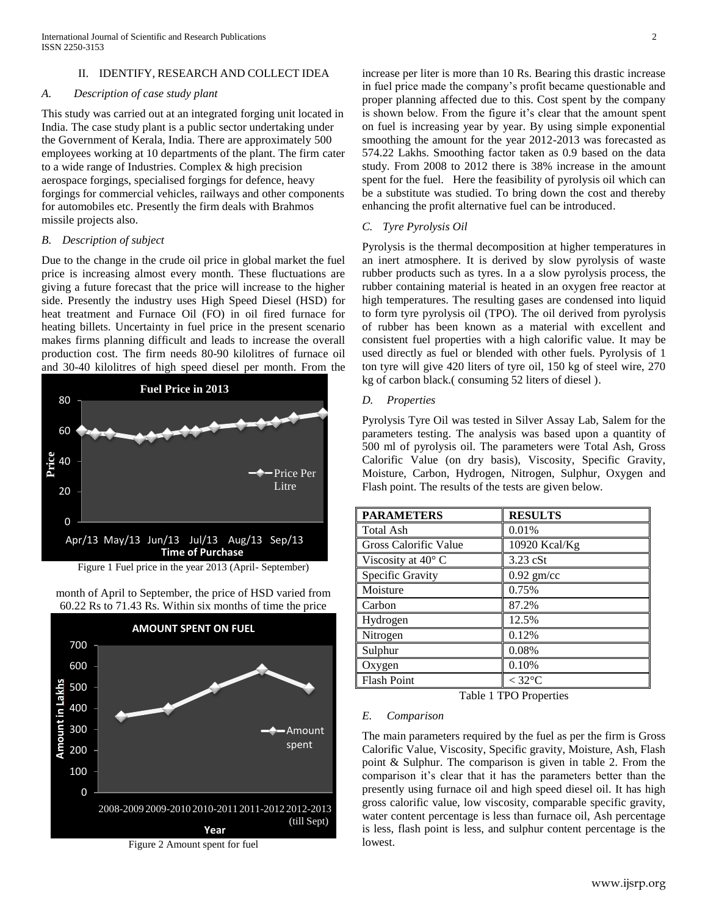## II. IDENTIFY, RESEARCH AND COLLECT IDEA

### *A. Description of case study plant*

This study was carried out at an integrated forging unit located in India. The case study plant is a public sector undertaking under the Government of Kerala, India. There are approximately 500 employees working at 10 departments of the plant. The firm cater to a wide range of Industries. Complex & high precision aerospace forgings, specialised forgings for defence, heavy forgings for commercial vehicles, railways and other components for automobiles etc. Presently the firm deals with Brahmos missile projects also.

### *B. Description of subject*

Due to the change in the crude oil price in global market the fuel price is increasing almost every month. These fluctuations are giving a future forecast that the price will increase to the higher side. Presently the industry uses High Speed Diesel (HSD) for heat treatment and Furnace Oil (FO) in oil fired furnace for heating billets. Uncertainty in fuel price in the present scenario makes firms planning difficult and leads to increase the overall production cost. The firm needs 80-90 kilolitres of furnace oil and 30-40 kilolitres of high speed diesel per month. From the month of April to September, the price of HSD varied from 60.22 Rs to 71.43 Rs. Within six months of time the price increase per liter is more than 10 Rs. Bearing this drastic increase in fuel price made the company's profit became questionable and proper planning affected due to this. Cost spent by the company is shown below. From the figure it's clear that the amount spent on fuel is increasing year by year. By using simple exponential smoothing the amount for the year 2012-2013 was forecasted as 574.22 Lakhs. Smoothing factor taken as 0.9 based on the data study. From 2008 to 2012 there is 38% increase in the amount spent for the fuel. Here the feasibility of pyrolysis oil which can be a substitute was studied. To bring down the cost and thereby enhancing the profit alternative fuel can be introduced.

Figure 1 Fuel price in the year 2013 (April- September)

Figure 2 Amount spent for fuel

### *C. Tyre Pyrolysis Oil*

Pyrolysis is the thermal decomposition at higher temperatures in an inert atmosphere. It is derived by slow pyrolysis of waste rubber products such as tyres. In a a slow pyrolysis process, the rubber containing material is heated in an oxygen free reactor at high temperatures. The resulting gases are condensed into liquid to form tyre pyrolysis oil (TPO). The oil derived from pyrolysis of rubber has been known as a material with excellent and consistent fuel properties with a high calorific value. It may be used directly as fuel or blended with other fuels. Pyrolysis of 1 ton tyre will give 420 liters of tyre oil, 150 kg of steel wire, 270 kg of carbon black.( consuming 52 liters of diesel ).

### *D. Properties*

Pyrolysis Tyre Oil was tested in Silver Assay Lab, Salem for the parameters testing. The analysis was based upon a quantity of 500 ml of pyrolysis oil. The parameters were Total Ash, Gross Calorific Value (on dry basis), Viscosity, Specific Gravity, Moisture, Carbon, Hydrogen, Nitrogen, Sulphur, Oxygen and Flash point. The results of the tests are given below.

| PARAMETERS | RESULTS |
|---|---|
| Total Ash | 0.01% |
| Gross Calorific Value | 10920 Kcal/Kg |
| Viscosity at 40° C | 3.23 cSt |
| Specific Gravity | 0.92 gm/cc |
| Moisture | 0.75% |
| Carbon | 87.2% |
| Hydrogen | 12.5% |
| Nitrogen | 0.12% |
| Sulphur | 0.08% |
| Oxygen | 0.10% |
| Flash Point | < 32°C |

Table 1 TPO Properties

### *E. Comparison*

The main parameters required by the fuel as per the firm is Gross Calorific Value, Viscosity, Specific gravity, Moisture, Ash, Flash point & Sulphur. The comparison is given in table 2. From the comparison it's clear that it has the parameters better than the presently using furnace oil and high speed diesel oil. It has high gross calorific value, low viscosity, comparable specific gravity, water content percentage is less than furnace oil, Ash percentage is less, flash point is less, and sulphur content percentage is the lowest.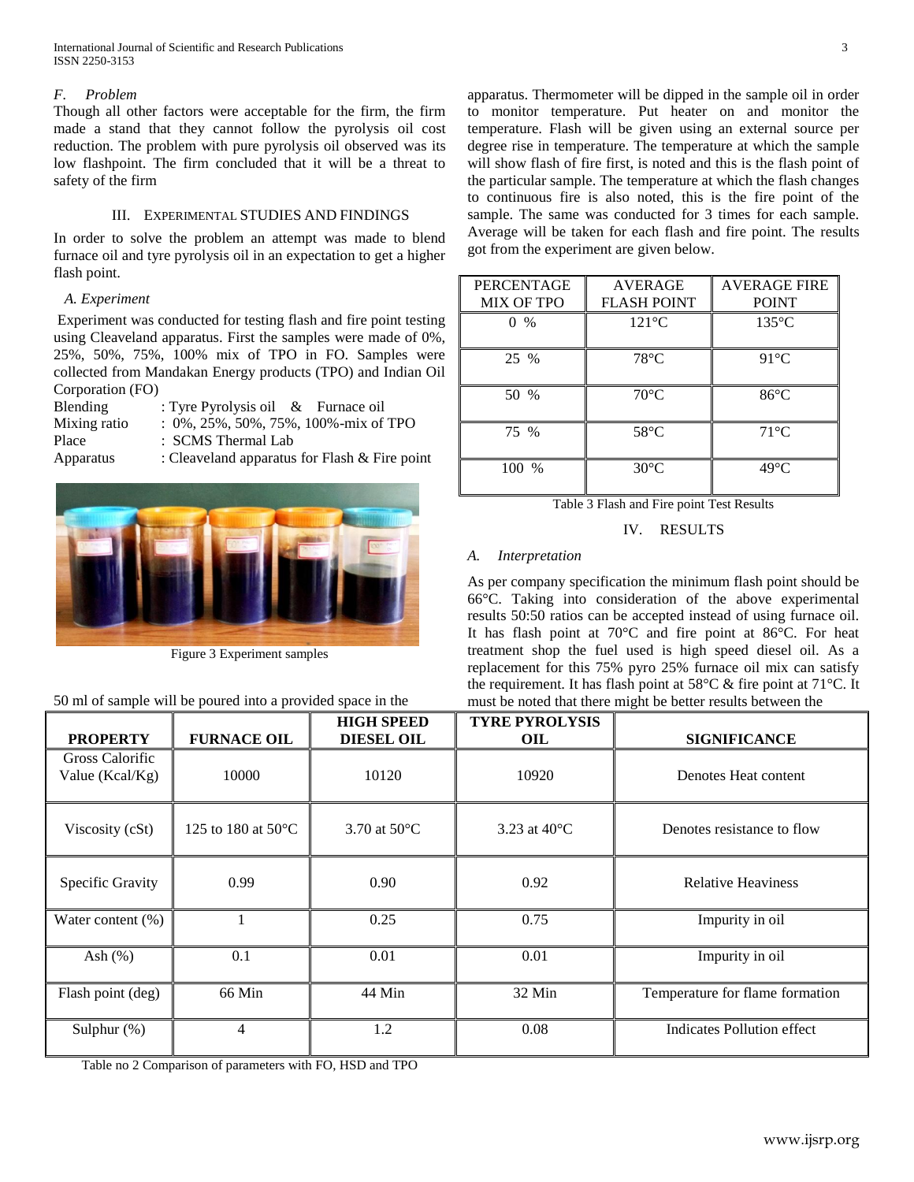### F. Problem

Though all other factors were acceptable for the firm, the firm made a stand that they cannot follow the pyrolysis oil cost reduction. The problem with pure pyrolysis oil observed was its low flashpoint. The firm concluded that it will be a threat to safety of the firm

## III. Experimental Studies and Findings

In order to solve the problem an attempt was made to blend furnace oil and tyre pyrolysis oil in an expectation to get a higher flash point.

### A. Experiment

Experiment was conducted for testing flash and fire point testing using Cleaveland apparatus. First the samples were made of 0%, 25%, 50%, 75%, 100% mix of TPO in FO. Samples were collected from Mandakan Energy products (TPO) and Indian Oil Corporation (FO)

Blending : Tyre Pyrolysis oil & Furnace oil
Mixing ratio : 0%, 25%, 50%, 75%, 100%-mix of TPO
Place : SCMS Thermal Lab
Apparatus : Cleaveland apparatus for Flash & Fire point

Figure 3 Experiment samples

50 ml of sample will be poured into a provided space in the apparatus. Thermometer will be dipped in the sample oil in order to monitor temperature. Put heater on and monitor the temperature. Flash will be given using an external source per degree rise in temperature. The temperature at which the sample will show flash of fire first, is noted and this is the flash point of the particular sample. The temperature at which the flash changes to continuous fire is also noted, this is the fire point of the sample. The same was conducted for 3 times for each sample. Average will be taken for each flash and fire point. The results got from the experiment are given below.

| PERCENTAGE MIX OF TPO | AVERAGE FLASH POINT | AVERAGE FIRE POINT |
|---|---|---|
| 0 % | 121°C | 135°C |
| 25 % | 78°C | 91°C |
| 50 % | 70°C | 86°C |
| 75 % | 58°C | 71°C |
| 100 % | 30°C | 49°C |

Table 3 Flash and Fire point Test Results

## IV. Results

### A. Interpretation

As per company specification the minimum flash point should be 66°C. Taking into consideration of the above experimental results 50:50 ratios can be accepted instead of using furnace oil. It has flash point at 70°C and fire point at 86°C. For heat treatment shop the fuel used is high speed diesel oil. As a replacement for this 75% pyro 25% furnace oil mix can satisfy the requirement. It has flash point at 58°C & fire point at 71°C. It must be noted that there might be better results between the

| PROPERTY | FURNACE OIL | HIGH SPEED DIESEL OIL | TYRE PYROLYSIS OIL | SIGNIFICANCE |
|---|---|---|---|---|
| Gross Calorific Value (Kcal/Kg) | 10000 | 10120 | 10920 | Denotes Heat content |
| Viscosity (cSt) | 125 to 180 at 50°C | 3.70 at 50°C | 3.23 at 40°C | Denotes resistance to flow |
| Specific Gravity | 0.99 | 0.90 | 0.92 | Relative Heaviness |
| Water content (%) | 1 | 0.25 | 0.75 | Impurity in oil |
| Ash (%) | 0.1 | 0.01 | 0.01 | Impurity in oil |
| Flash point (deg) | 66 Min | 44 Min | 32 Min | Temperature for flame formation |
| Sulphur (%) | 4 | 1.2 | 0.08 | Indicates Pollution effect |

Table no 2 Comparison of parameters with FO, HSD and TPO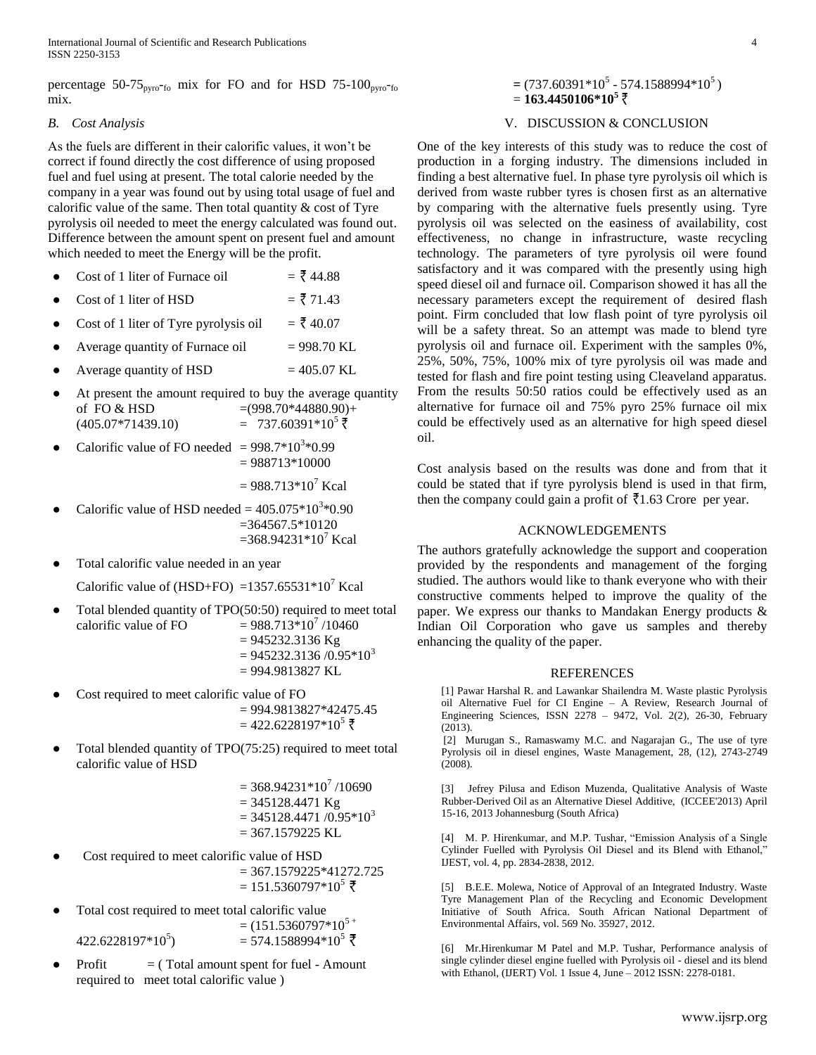percentage 50-75$_{pyro-fo}$ mix for FO and for HSD 75-100$_{pyro-fo}$ mix.

### *B. Cost Analysis*

As the fuels are different in their calorific values, it won't be correct if found directly the cost difference of using proposed fuel and fuel using at present. The total calorie needed by the company in a year was found out by using total usage of fuel and calorific value of the same. Then total quantity & cost of Tyre pyrolysis oil needed to meet the energy calculated was found out. Difference between the amount spent on present fuel and amount which needed to meet the Energy will be the profit.

- Cost of 1 liter of Furnace oil = ₹ 44.88
- Cost of 1 liter of HSD = ₹ 71.43
- Cost of 1 liter of Tyre pyrolysis oil = ₹ 40.07
- Average quantity of Furnace oil = 998.70 KL
- Average quantity of HSD = 405.07 KL
- At present the amount required to buy the average quantity of FO & HSD =(998.70*44880.90)+(405.07*71439.10) = $737.60391*10^5$ ₹
- Calorific value of FO needed = $998.7*10^3*0.99$
  = 988713*10000
  = $988.713*10^7$ Kcal
- Calorific value of HSD needed = $405.075*10^3*0.90$
  =364567.5*10120
  =$368.94231*10^7$ Kcal
- Total calorific value needed in an year

  Calorific value of (HSD+FO) =$1357.65531*10^7$ Kcal
- Total blended quantity of TPO(50:50) required to meet total calorific value of FO = $988.713*10^7$ /10460
  = 945232.3136 Kg
  = 945232.3136 /$0.95*10^3$
  = 994.9813827 KL
- Cost required to meet calorific value of FO
  = 994.9813827*42475.45
  = $422.6228197*10^5$ ₹
- Total blended quantity of TPO(75:25) required to meet total calorific value of HSD

  = $368.94231*10^7$ /10690
  = 345128.4471 Kg
  = 345128.4471 /$0.95*10^3$
  = 367.1579225 KL
- Cost required to meet calorific value of HSD
  = 367.1579225*41272.725
  = $151.5360797*10^5$ ₹
- Total cost required to meet total calorific value
  = ($151.5360797*10^5$ + $422.6228197*10^5$) = $574.1588994*10^5$ ₹
- Profit = ( Total amount spent for fuel - Amount required to meet total calorific value )

  = ($737.60391*10^5$ - $574.1588994*10^5$ )
  = **$163.4450106*10^5$ ₹**

## V. DISCUSSION & CONCLUSION

One of the key interests of this study was to reduce the cost of production in a forging industry. The dimensions included in finding a best alternative fuel. In phase tyre pyrolysis oil which is derived from waste rubber tyres is chosen first as an alternative by comparing with the alternative fuels presently using. Tyre pyrolysis oil was selected on the easiness of availability, cost effectiveness, no change in infrastructure, waste recycling technology. The parameters of tyre pyrolysis oil were found satisfactory and it was compared with the presently using high speed diesel oil and furnace oil. Comparison showed it has all the necessary parameters except the requirement of desired flash point. Firm concluded that low flash point of tyre pyrolysis oil will be a safety threat. So an attempt was made to blend tyre pyrolysis oil and furnace oil. Experiment with the samples 0%, 25%, 50%, 75%, 100% mix of tyre pyrolysis oil was made and tested for flash and fire point testing using Cleaveland apparatus. From the results 50:50 ratios could be effectively used as an alternative for furnace oil and 75% pyro 25% furnace oil mix could be effectively used as an alternative for high speed diesel oil.

Cost analysis based on the results was done and from that it could be stated that if tyre pyrolysis blend is used in that firm, then the company could gain a profit of ₹1.63 Crore per year.

## ACKNOWLEDGEMENTS

The authors gratefully acknowledge the support and cooperation provided by the respondents and management of the forging studied. The authors would like to thank everyone who with their constructive comments helped to improve the quality of the paper. We express our thanks to Mandakan Energy products & Indian Oil Corporation who gave us samples and thereby enhancing the quality of the paper.

## REFERENCES

[1] Pawar Harshal R. and Lawankar Shailendra M. Waste plastic Pyrolysis oil Alternative Fuel for CI Engine – A Review, Research Journal of Engineering Sciences, ISSN 2278 – 9472, Vol. 2(2), 26-30, February (2013).

[2] Murugan S., Ramaswamy M.C. and Nagarajan G., The use of tyre Pyrolysis oil in diesel engines, Waste Management, 28, (12), 2743-2749 (2008).

[3] Jefrey Pilusa and Edison Muzenda, Qualitative Analysis of Waste Rubber-Derived Oil as an Alternative Diesel Additive, (ICCEE'2013) April 15-16, 2013 Johannesburg (South Africa)

[4] M. P. Hirenkumar, and M.P. Tushar, "Emission Analysis of a Single Cylinder Fuelled with Pyrolysis Oil Diesel and its Blend with Ethanol," IJEST, vol. 4, pp. 2834-2838, 2012.

[5] B.E.E. Molewa, Notice of Approval of an Integrated Industry. Waste Tyre Management Plan of the Recycling and Economic Development Initiative of South Africa. South African National Department of Environmental Affairs, vol. 569 No. 35927, 2012.

[6] Mr.Hirenkumar M Patel and M.P. Tushar, Performance analysis of single cylinder diesel engine fuelled with Pyrolysis oil - diesel and its blend with Ethanol, (IJERT) Vol. 1 Issue 4, June – 2012 ISSN: 2278-0181.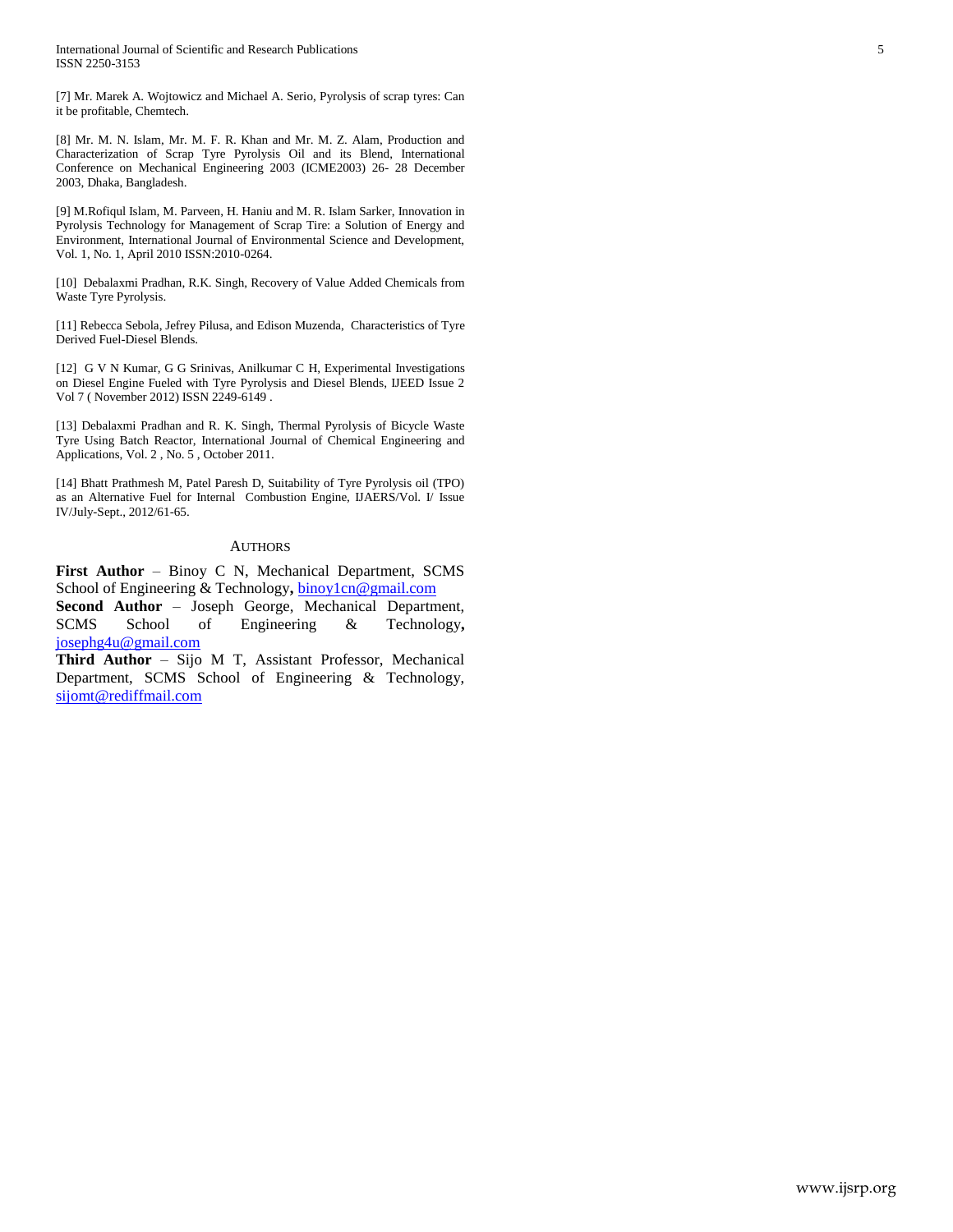[7] Mr. Marek A. Wojtowicz and Michael A. Serio, Pyrolysis of scrap tyres: Can it be profitable, Chemtech.

[8] Mr. M. N. Islam, Mr. M. F. R. Khan and Mr. M. Z. Alam, Production and Characterization of Scrap Tyre Pyrolysis Oil and its Blend, International Conference on Mechanical Engineering 2003 (ICME2003) 26- 28 December 2003, Dhaka, Bangladesh.

[9] M.Rofiqul Islam, M. Parveen, H. Haniu and M. R. Islam Sarker, Innovation in Pyrolysis Technology for Management of Scrap Tire: a Solution of Energy and Environment, International Journal of Environmental Science and Development, Vol. 1, No. 1, April 2010 ISSN:2010-0264.

[10] Debalaxmi Pradhan, R.K. Singh, Recovery of Value Added Chemicals from Waste Tyre Pyrolysis.

[11] Rebecca Sebola, Jefrey Pilusa, and Edison Muzenda, Characteristics of Tyre Derived Fuel-Diesel Blends.

[12] G V N Kumar, G G Srinivas, Anilkumar C H, Experimental Investigations on Diesel Engine Fueled with Tyre Pyrolysis and Diesel Blends, IJEED Issue 2 Vol 7 ( November 2012) ISSN 2249-6149 .

[13] Debalaxmi Pradhan and R. K. Singh, Thermal Pyrolysis of Bicycle Waste Tyre Using Batch Reactor, International Journal of Chemical Engineering and Applications, Vol. 2 , No. 5 , October 2011.

[14] Bhatt Prathmesh M, Patel Paresh D, Suitability of Tyre Pyrolysis oil (TPO) as an Alternative Fuel for Internal Combustion Engine, IJAERS/Vol. I/ Issue IV/July-Sept., 2012/61-65.

## AUTHORS

**First Author** – Binoy C N, Mechanical Department, SCMS School of Engineering & Technology, binoy1cn@gmail.com

**Second Author** – Joseph George, Mechanical Department, SCMS School of Engineering & Technology, josephg4u@gmail.com

**Third Author** – Sijo M T, Assistant Professor, Mechanical Department, SCMS School of Engineering & Technology, sijomt@rediffmail.com